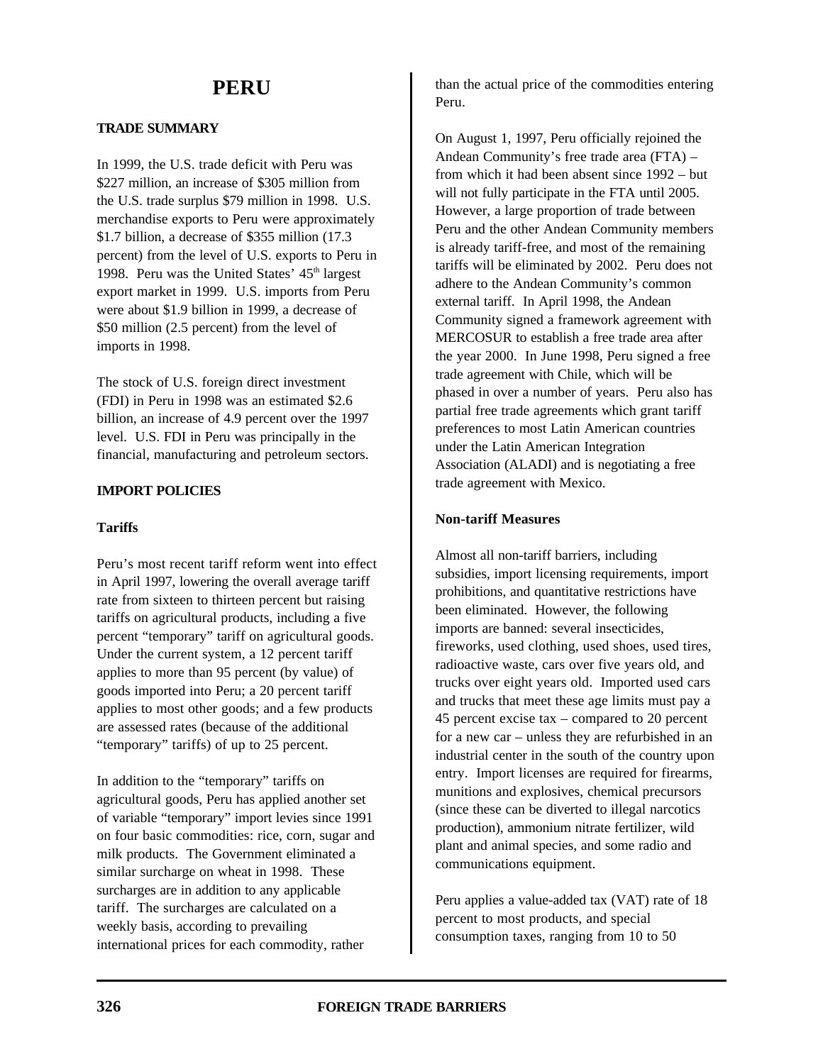# PERU

## TRADE SUMMARY

In 1999, the U.S. trade deficit with Peru was $227 million, an increase of $305 million from the U.S. trade surplus $79 million in 1998. U.S. merchandise exports to Peru were approximately $1.7 billion, a decrease of $355 million (17.3 percent) from the level of U.S. exports to Peru in 1998. Peru was the United States' 45th largest export market in 1999. U.S. imports from Peru were about $1.9 billion in 1999, a decrease of $50 million (2.5 percent) from the level of imports in 1998.

The stock of U.S. foreign direct investment (FDI) in Peru in 1998 was an estimated $2.6 billion, an increase of 4.9 percent over the 1997 level. U.S. FDI in Peru was principally in the financial, manufacturing and petroleum sectors.

## IMPORT POLICIES

### Tariffs

Peru's most recent tariff reform went into effect in April 1997, lowering the overall average tariff rate from sixteen to thirteen percent but raising tariffs on agricultural products, including a five percent "temporary" tariff on agricultural goods. Under the current system, a 12 percent tariff applies to more than 95 percent (by value) of goods imported into Peru; a 20 percent tariff applies to most other goods; and a few products are assessed rates (because of the additional "temporary" tariffs) of up to 25 percent.

In addition to the "temporary" tariffs on agricultural goods, Peru has applied another set of variable "temporary" import levies since 1991 on four basic commodities: rice, corn, sugar and milk products. The Government eliminated a similar surcharge on wheat in 1998. These surcharges are in addition to any applicable tariff. The surcharges are calculated on a weekly basis, according to prevailing international prices for each commodity, rather than the actual price of the commodities entering Peru.

On August 1, 1997, Peru officially rejoined the Andean Community's free trade area (FTA) – from which it had been absent since 1992 – but will not fully participate in the FTA until 2005. However, a large proportion of trade between Peru and the other Andean Community members is already tariff-free, and most of the remaining tariffs will be eliminated by 2002. Peru does not adhere to the Andean Community's common external tariff. In April 1998, the Andean Community signed a framework agreement with MERCOSUR to establish a free trade area after the year 2000. In June 1998, Peru signed a free trade agreement with Chile, which will be phased in over a number of years. Peru also has partial free trade agreements which grant tariff preferences to most Latin American countries under the Latin American Integration Association (ALADI) and is negotiating a free trade agreement with Mexico.

### Non-tariff Measures

Almost all non-tariff barriers, including subsidies, import licensing requirements, import prohibitions, and quantitative restrictions have been eliminated. However, the following imports are banned: several insecticides, fireworks, used clothing, used shoes, used tires, radioactive waste, cars over five years old, and trucks over eight years old. Imported used cars and trucks that meet these age limits must pay a 45 percent excise tax – compared to 20 percent for a new car – unless they are refurbished in an industrial center in the south of the country upon entry. Import licenses are required for firearms, munitions and explosives, chemical precursors (since these can be diverted to illegal narcotics production), ammonium nitrate fertilizer, wild plant and animal species, and some radio and communications equipment.

Peru applies a value-added tax (VAT) rate of 18 percent to most products, and special consumption taxes, ranging from 10 to 50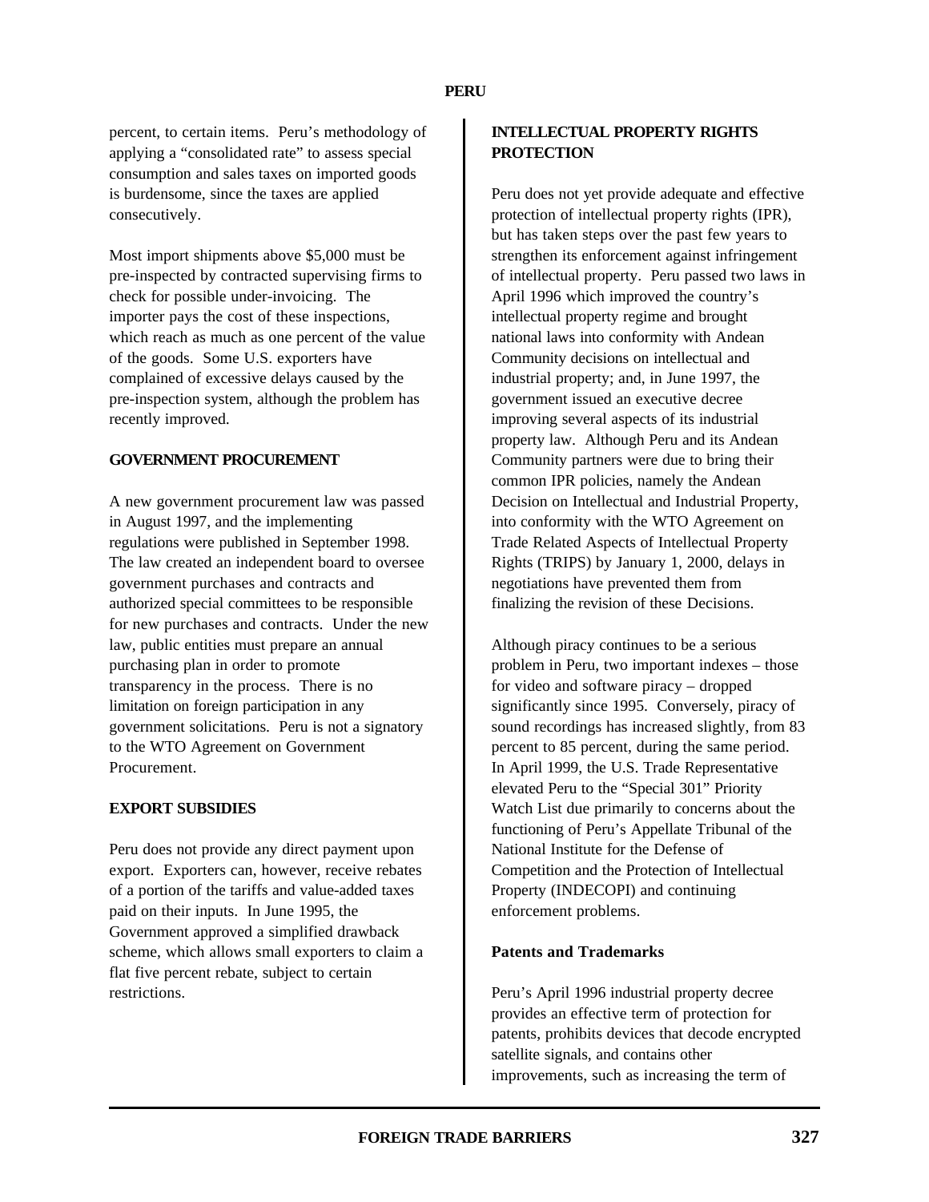percent, to certain items. Peru's methodology of applying a "consolidated rate" to assess special consumption and sales taxes on imported goods is burdensome, since the taxes are applied consecutively.

Most import shipments above $5,000 must be pre-inspected by contracted supervising firms to check for possible under-invoicing. The importer pays the cost of these inspections, which reach as much as one percent of the value of the goods. Some U.S. exporters have complained of excessive delays caused by the pre-inspection system, although the problem has recently improved.

## GOVERNMENT PROCUREMENT

A new government procurement law was passed in August 1997, and the implementing regulations were published in September 1998. The law created an independent board to oversee government purchases and contracts and authorized special committees to be responsible for new purchases and contracts. Under the new law, public entities must prepare an annual purchasing plan in order to promote transparency in the process. There is no limitation on foreign participation in any government solicitations. Peru is not a signatory to the WTO Agreement on Government Procurement.

## EXPORT SUBSIDIES

Peru does not provide any direct payment upon export. Exporters can, however, receive rebates of a portion of the tariffs and value-added taxes paid on their inputs. In June 1995, the Government approved a simplified drawback scheme, which allows small exporters to claim a flat five percent rebate, subject to certain restrictions.

## INTELLECTUAL PROPERTY RIGHTS PROTECTION

Peru does not yet provide adequate and effective protection of intellectual property rights (IPR), but has taken steps over the past few years to strengthen its enforcement against infringement of intellectual property. Peru passed two laws in April 1996 which improved the country's intellectual property regime and brought national laws into conformity with Andean Community decisions on intellectual and industrial property; and, in June 1997, the government issued an executive decree improving several aspects of its industrial property law. Although Peru and its Andean Community partners were due to bring their common IPR policies, namely the Andean Decision on Intellectual and Industrial Property, into conformity with the WTO Agreement on Trade Related Aspects of Intellectual Property Rights (TRIPS) by January 1, 2000, delays in negotiations have prevented them from finalizing the revision of these Decisions.

Although piracy continues to be a serious problem in Peru, two important indexes – those for video and software piracy – dropped significantly since 1995. Conversely, piracy of sound recordings has increased slightly, from 83 percent to 85 percent, during the same period. In April 1999, the U.S. Trade Representative elevated Peru to the "Special 301" Priority Watch List due primarily to concerns about the functioning of Peru's Appellate Tribunal of the National Institute for the Defense of Competition and the Protection of Intellectual Property (INDECOPI) and continuing enforcement problems.

### Patents and Trademarks

Peru's April 1996 industrial property decree provides an effective term of protection for patents, prohibits devices that decode encrypted satellite signals, and contains other improvements, such as increasing the term of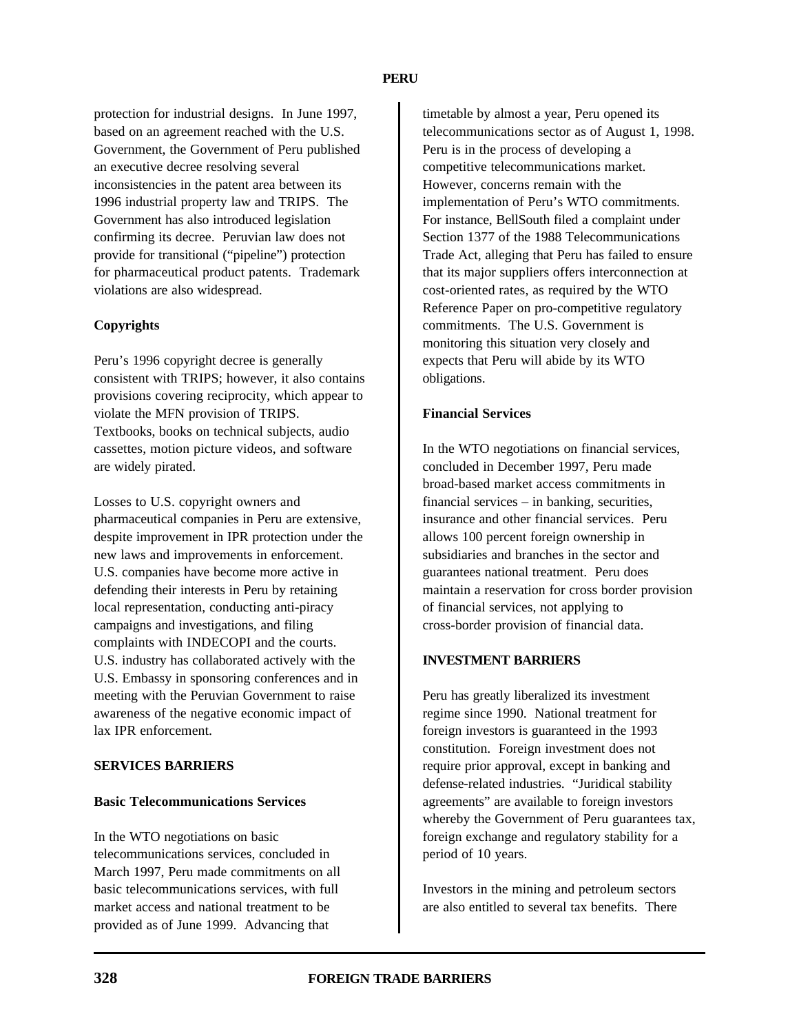protection for industrial designs. In June 1997, based on an agreement reached with the U.S. Government, the Government of Peru published an executive decree resolving several inconsistencies in the patent area between its 1996 industrial property law and TRIPS. The Government has also introduced legislation confirming its decree. Peruvian law does not provide for transitional ("pipeline") protection for pharmaceutical product patents. Trademark violations are also widespread.

### Copyrights

Peru's 1996 copyright decree is generally consistent with TRIPS; however, it also contains provisions covering reciprocity, which appear to violate the MFN provision of TRIPS. Textbooks, books on technical subjects, audio cassettes, motion picture videos, and software are widely pirated.

Losses to U.S. copyright owners and pharmaceutical companies in Peru are extensive, despite improvement in IPR protection under the new laws and improvements in enforcement. U.S. companies have become more active in defending their interests in Peru by retaining local representation, conducting anti-piracy campaigns and investigations, and filing complaints with INDECOPI and the courts. U.S. industry has collaborated actively with the U.S. Embassy in sponsoring conferences and in meeting with the Peruvian Government to raise awareness of the negative economic impact of lax IPR enforcement.

## SERVICES BARRIERS

### Basic Telecommunications Services

In the WTO negotiations on basic telecommunications services, concluded in March 1997, Peru made commitments on all basic telecommunications services, with full market access and national treatment to be provided as of June 1999. Advancing that timetable by almost a year, Peru opened its telecommunications sector as of August 1, 1998. Peru is in the process of developing a competitive telecommunications market. However, concerns remain with the implementation of Peru's WTO commitments. For instance, BellSouth filed a complaint under Section 1377 of the 1988 Telecommunications Trade Act, alleging that Peru has failed to ensure that its major suppliers offers interconnection at cost-oriented rates, as required by the WTO Reference Paper on pro-competitive regulatory commitments. The U.S. Government is monitoring this situation very closely and expects that Peru will abide by its WTO obligations.

### Financial Services

In the WTO negotiations on financial services, concluded in December 1997, Peru made broad-based market access commitments in financial services – in banking, securities, insurance and other financial services. Peru allows 100 percent foreign ownership in subsidiaries and branches in the sector and guarantees national treatment. Peru does maintain a reservation for cross border provision of financial services, not applying to cross-border provision of financial data.

## INVESTMENT BARRIERS

Peru has greatly liberalized its investment regime since 1990. National treatment for foreign investors is guaranteed in the 1993 constitution. Foreign investment does not require prior approval, except in banking and defense-related industries. "Juridical stability agreements" are available to foreign investors whereby the Government of Peru guarantees tax, foreign exchange and regulatory stability for a period of 10 years.

Investors in the mining and petroleum sectors are also entitled to several tax benefits. There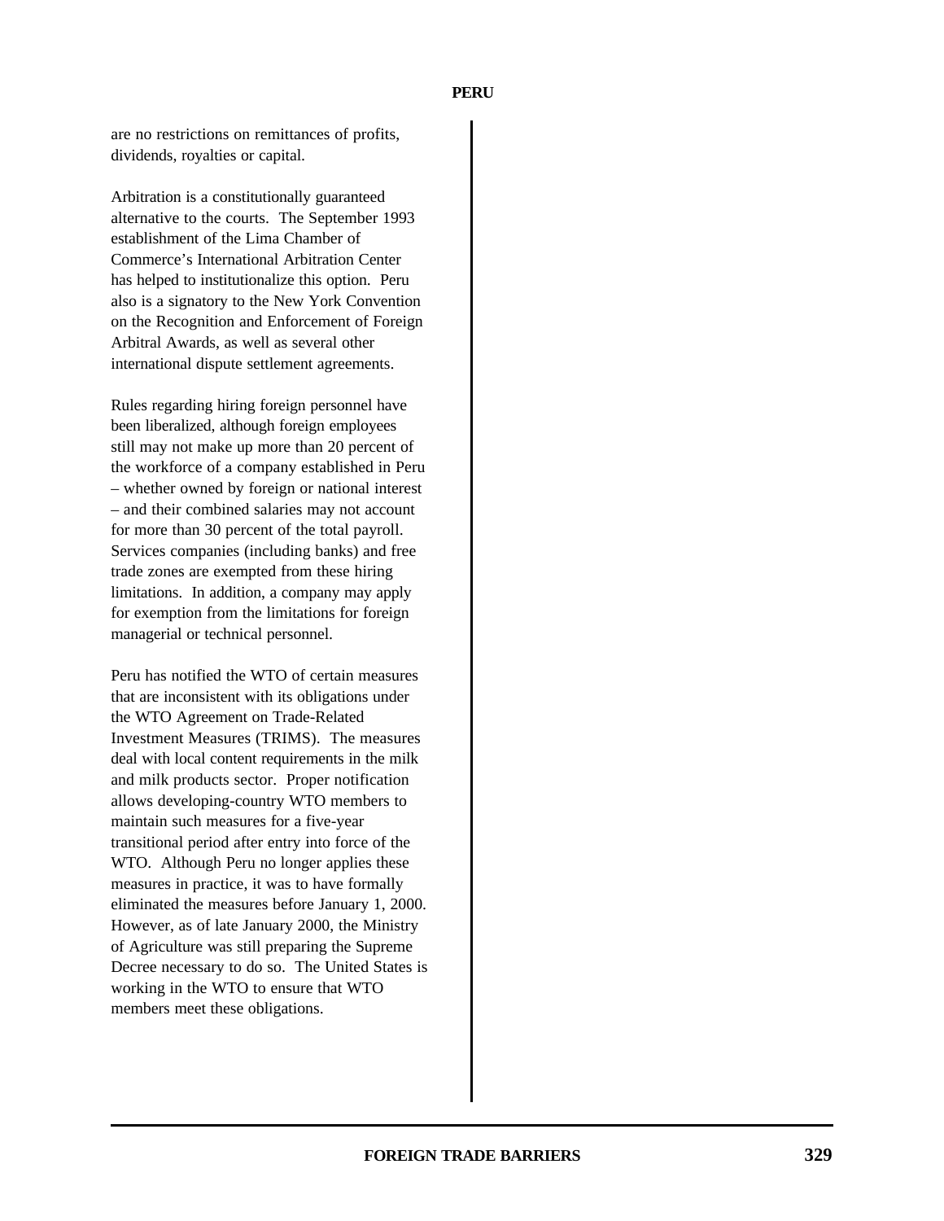are no restrictions on remittances of profits, dividends, royalties or capital.

Arbitration is a constitutionally guaranteed alternative to the courts. The September 1993 establishment of the Lima Chamber of Commerce's International Arbitration Center has helped to institutionalize this option. Peru also is a signatory to the New York Convention on the Recognition and Enforcement of Foreign Arbitral Awards, as well as several other international dispute settlement agreements.

Rules regarding hiring foreign personnel have been liberalized, although foreign employees still may not make up more than 20 percent of the workforce of a company established in Peru – whether owned by foreign or national interest – and their combined salaries may not account for more than 30 percent of the total payroll. Services companies (including banks) and free trade zones are exempted from these hiring limitations. In addition, a company may apply for exemption from the limitations for foreign managerial or technical personnel.

Peru has notified the WTO of certain measures that are inconsistent with its obligations under the WTO Agreement on Trade-Related Investment Measures (TRIMS). The measures deal with local content requirements in the milk and milk products sector. Proper notification allows developing-country WTO members to maintain such measures for a five-year transitional period after entry into force of the WTO. Although Peru no longer applies these measures in practice, it was to have formally eliminated the measures before January 1, 2000. However, as of late January 2000, the Ministry of Agriculture was still preparing the Supreme Decree necessary to do so. The United States is working in the WTO to ensure that WTO members meet these obligations.